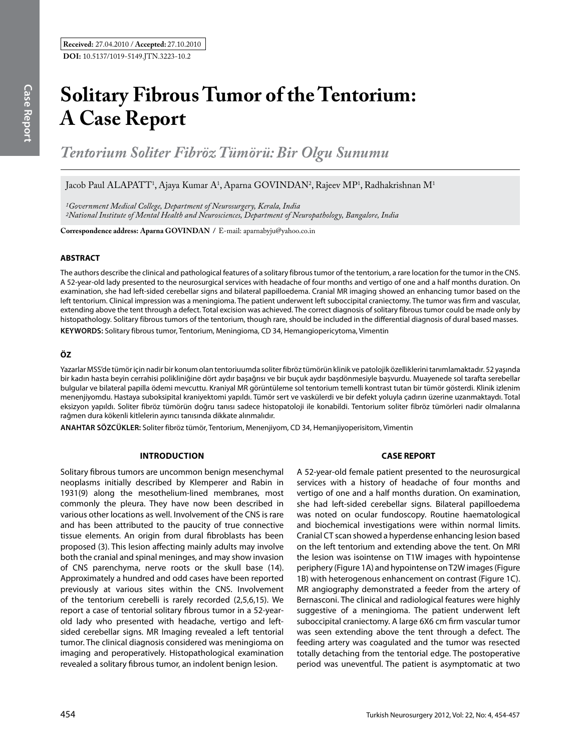**Received:** 27.04.2010 / **Accepted:** 27.10.2010

**DOI:** 10.5137/1019-5149.JTN.3223-10.2

Case Report

# Solitary Fibrous Tumor of the Tentorium: A Case Report

## *Tentorium Soliter Fibröz Tümörü: Bir Olgu Sunumu*

Jacob Paul ALAPATT[1], Ajaya Kumar A[1], Aparna GOVINDAN[2], Rajeev MP[1], Radhakrishnan M[1]

*[1]Government Medical College, Department of Neurosurgery, Kerala, India*
*[2]National Institute of Mental Health and Neurosciences, Department of Neuropathology, Bangalore, India*

**Correspondence address: Aparna GOVINDAN /** E-mail: aparnabyju@yahoo.co.in

### ABSTRACT

The authors describe the clinical and pathological features of a solitary fibrous tumor of the tentorium, a rare location for the tumor in the CNS. A 52-year-old lady presented to the neurosurgical services with headache of four months and vertigo of one and a half months duration. On examination, she had left-sided cerebellar signs and bilateral papilloedema. Cranial MR imaging showed an enhancing tumor based on the left tentorium. Clinical impression was a meningioma. The patient underwent left suboccipital craniectomy. The tumor was firm and vascular, extending above the tent through a defect. Total excision was achieved. The correct diagnosis of solitary fibrous tumor could be made only by histopathology. Solitary fibrous tumors of the tentorium, though rare, should be included in the differential diagnosis of dural based masses.

**KEYWORDS:** Solitary fibrous tumor, Tentorium, Meningioma, CD 34, Hemangiopericytoma, Vimentin

### ÖZ

Yazarlar MSS'de tümör için nadir bir konum olan tentoriuumda soliter fibröz tümörün klinik ve patolojik özelliklerini tanımlamaktadır. 52 yaşında bir kadın hasta beyin cerrahisi polikliniğine dört aydır başağrısı ve bir buçuk aydır başdönmesiyle başvurdu. Muayenede sol tarafta serebellar bulgular ve bilateral papilla ödemi mevcuttu. Kraniyal MR görüntüleme sol tentorium temelli kontrast tutan bir tümör gösterdi. Klinik izlenim menenjiyomdu. Hastaya suboksipital kraniyektomi yapıldı. Tümör sert ve vaskülerdi ve bir defekt yoluyla çadırın üzerine uzanmaktaydı. Total eksizyon yapıldı. Soliter fibröz tümörün doğru tanısı sadece histopatoloji ile konabildi. Tentorium soliter fibröz tümörleri nadir olmalarına rağmen dura kökenli kitlelerin ayırıcı tanısında dikkate alınmalıdır.

**ANAHTAR SÖZCÜKLER:** Soliter fibröz tümör, Tentorium, Menenjiyom, CD 34, Hemanjiyoperisitom, Vimentin

### INTRODUCTION

Solitary fibrous tumors are uncommon benign mesenchymal neoplasms initially described by Klemperer and Rabin in 1931(9) along the mesothelium-lined membranes, most commonly the pleura. They have now been described in various other locations as well. Involvement of the CNS is rare and has been attributed to the paucity of true connective tissue elements. An origin from dural fibroblasts has been proposed (3). This lesion affecting mainly adults may involve both the cranial and spinal meninges, and may show invasion of CNS parenchyma, nerve roots or the skull base (14). Approximately a hundred and odd cases have been reported previously at various sites within the CNS. Involvement of the tentorium cerebelli is rarely recorded (2,5,6,15). We report a case of tentorial solitary fibrous tumor in a 52-year-old lady who presented with headache, vertigo and left-sided cerebellar signs. MR Imaging revealed a left tentorial tumor. The clinical diagnosis considered was meningioma on imaging and peroperatively. Histopathological examination revealed a solitary fibrous tumor, an indolent benign lesion.

### CASE REPORT

A 52-year-old female patient presented to the neurosurgical services with a history of headache of four months and vertigo of one and a half months duration. On examination, she had left-sided cerebellar signs. Bilateral papilloedema was noted on ocular fundoscopy. Routine haematological and biochemical investigations were within normal limits. Cranial CT scan showed a hyperdense enhancing lesion based on the left tentorium and extending above the tent. On MRI the lesion was isointense on T1W images with hypointense periphery (Figure 1A) and hypointense on T2W images (Figure 1B) with heterogenous enhancement on contrast (Figure 1C). MR angiography demonstrated a feeder from the artery of Bernasconi. The clinical and radiological features were highly suggestive of a meningioma. The patient underwent left suboccipital craniectomy. A large 6X6 cm firm vascular tumor was seen extending above the tent through a defect. The feeding artery was coagulated and the tumor was resected totally detaching from the tentorial edge. The postoperative period was uneventful. The patient is asymptomatic at two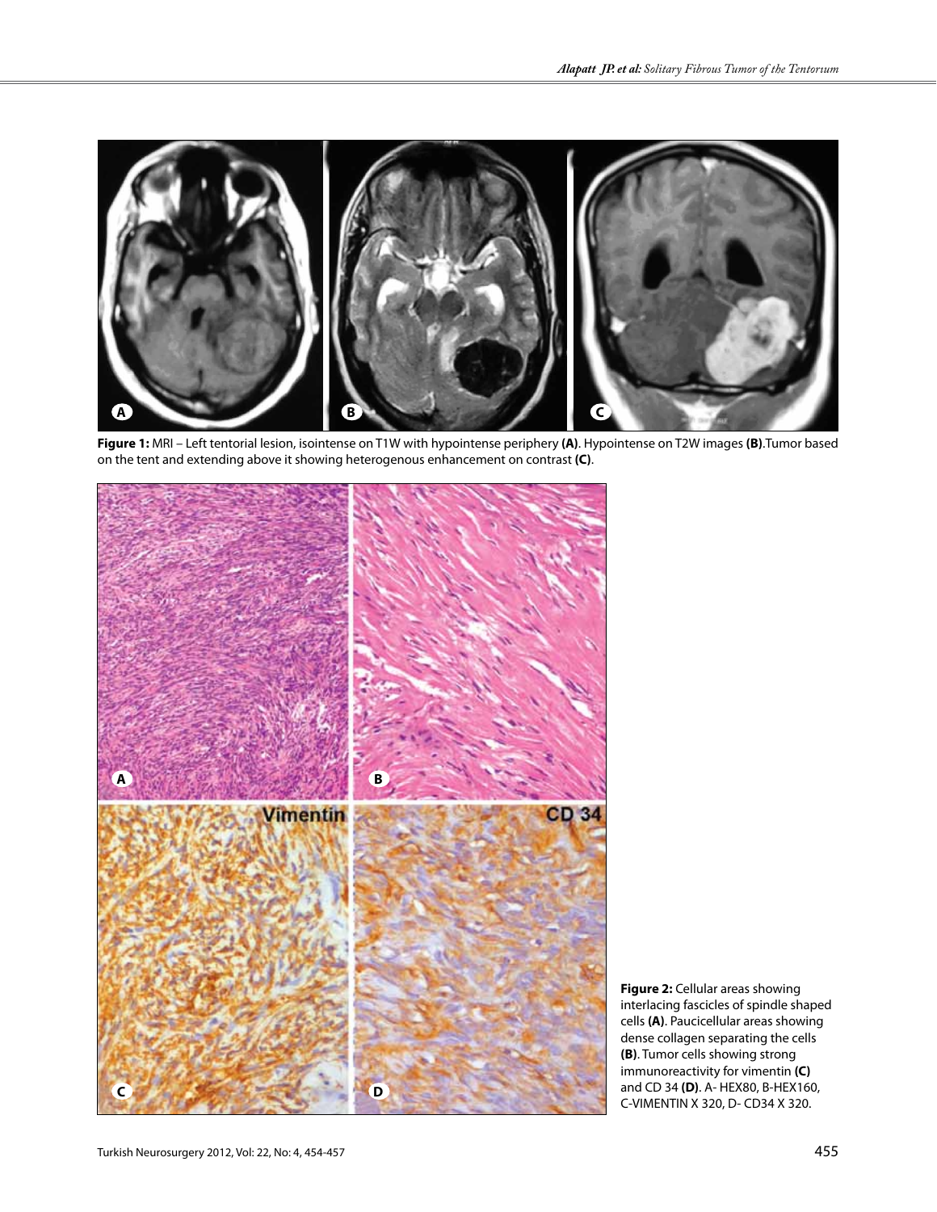**Figure 1:** MRI – Left tentorial lesion, isointense on T1W with hypointense periphery **(A)**. Hypointense on T2W images **(B)**.Tumor based on the tent and extending above it showing heterogenous enhancement on contrast **(C)**.

**Figure 2:** Cellular areas showing interlacing fascicles of spindle shaped cells **(A)**. Paucicellular areas showing dense collagen separating the cells **(B)**. Tumor cells showing strong immunoreactivity for vimentin **(C)** and CD 34 **(D)**. A- HEX80, B-HEX160, C-VIMENTIN X 320, D- CD34 X 320.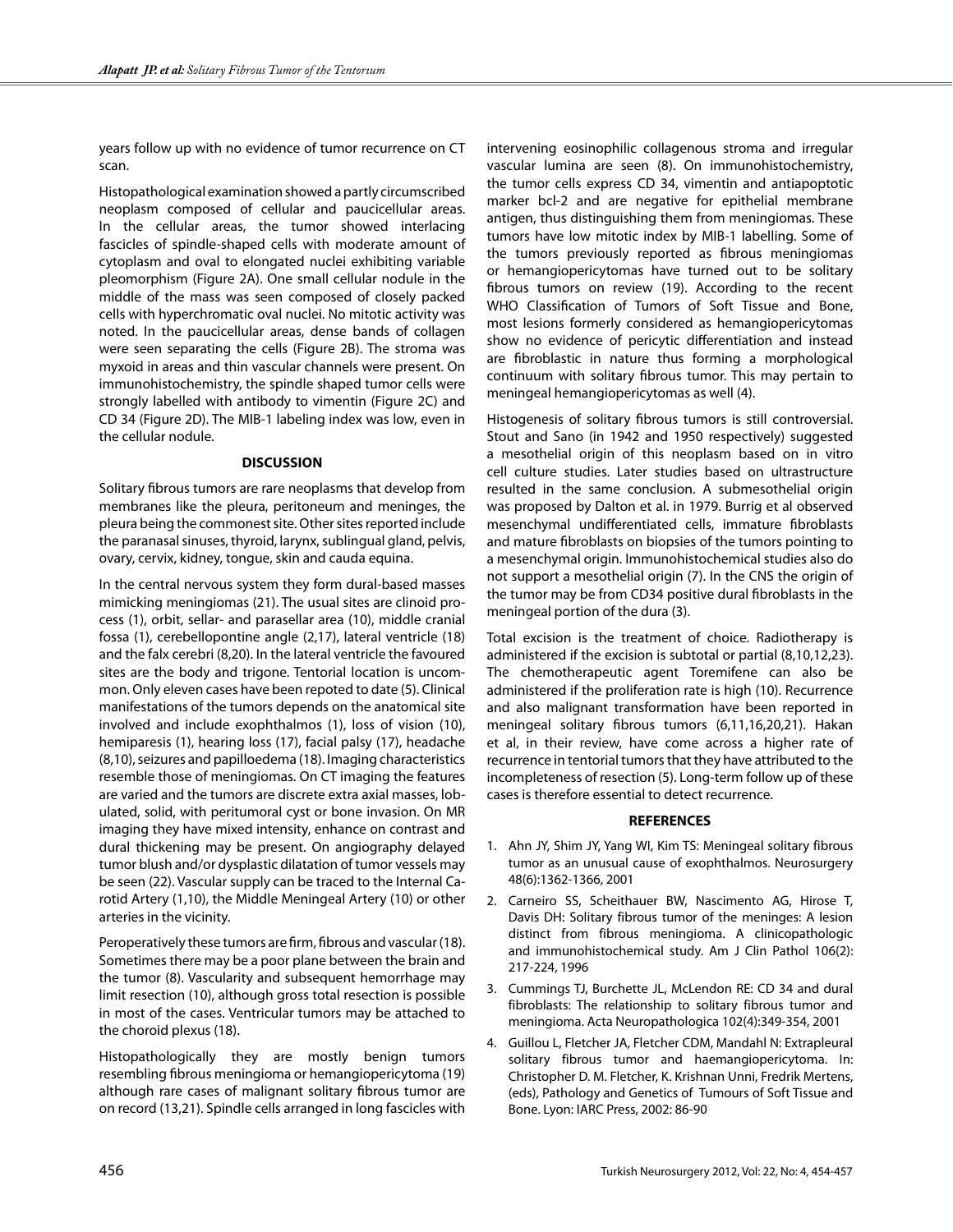years follow up with no evidence of tumor recurrence on CT scan.

Histopathological examination showed a partly circumscribed neoplasm composed of cellular and paucicellular areas. In the cellular areas, the tumor showed interlacing fascicles of spindle-shaped cells with moderate amount of cytoplasm and oval to elongated nuclei exhibiting variable pleomorphism (Figure 2A). One small cellular nodule in the middle of the mass was seen composed of closely packed cells with hyperchromatic oval nuclei. No mitotic activity was noted. In the paucicellular areas, dense bands of collagen were seen separating the cells (Figure 2B). The stroma was myxoid in areas and thin vascular channels were present. On immunohistochemistry, the spindle shaped tumor cells were strongly labelled with antibody to vimentin (Figure 2C) and CD 34 (Figure 2D). The MIB-1 labeling index was low, even in the cellular nodule.

## DISCUSSION

Solitary fibrous tumors are rare neoplasms that develop from membranes like the pleura, peritoneum and meninges, the pleura being the commonest site. Other sites reported include the paranasal sinuses, thyroid, larynx, sublingual gland, pelvis, ovary, cervix, kidney, tongue, skin and cauda equina.

In the central nervous system they form dural-based masses mimicking meningiomas (21). The usual sites are clinoid process (1), orbit, sellar- and parasellar area (10), middle cranial fossa (1), cerebellopontine angle (2,17), lateral ventricle (18) and the falx cerebri (8,20). In the lateral ventricle the favoured sites are the body and trigone. Tentorial location is uncommon. Only eleven cases have been repoted to date (5). Clinical manifestations of the tumors depends on the anatomical site involved and include exophthalmos (1), loss of vision (10), hemiparesis (1), hearing loss (17), facial palsy (17), headache (8,10), seizures and papilloedema (18). Imaging characteristics resemble those of meningiomas. On CT imaging the features are varied and the tumors are discrete extra axial masses, lobulated, solid, with peritumoral cyst or bone invasion. On MR imaging they have mixed intensity, enhance on contrast and dural thickening may be present. On angiography delayed tumor blush and/or dysplastic dilatation of tumor vessels may be seen (22). Vascular supply can be traced to the Internal Carotid Artery (1,10), the Middle Meningeal Artery (10) or other arteries in the vicinity.

Peroperatively these tumors are firm, fibrous and vascular (18). Sometimes there may be a poor plane between the brain and the tumor (8). Vascularity and subsequent hemorrhage may limit resection (10), although gross total resection is possible in most of the cases. Ventricular tumors may be attached to the choroid plexus (18).

Histopathologically they are mostly benign tumors resembling fibrous meningioma or hemangiopericytoma (19) although rare cases of malignant solitary fibrous tumor are on record (13,21). Spindle cells arranged in long fascicles with intervening eosinophilic collagenous stroma and irregular vascular lumina are seen (8). On immunohistochemistry, the tumor cells express CD 34, vimentin and antiapoptotic marker bcl-2 and are negative for epithelial membrane antigen, thus distinguishing them from meningiomas. These tumors have low mitotic index by MIB-1 labelling. Some of the tumors previously reported as fibrous meningiomas or hemangiopericytomas have turned out to be solitary fibrous tumors on review (19). According to the recent WHO Classification of Tumors of Soft Tissue and Bone, most lesions formerly considered as hemangiopericytomas show no evidence of pericytic differentiation and instead are fibroblastic in nature thus forming a morphological continuum with solitary fibrous tumor. This may pertain to meningeal hemangiopericytomas as well (4).

Histogenesis of solitary fibrous tumors is still controversial. Stout and Sano (in 1942 and 1950 respectively) suggested a mesothelial origin of this neoplasm based on in vitro cell culture studies. Later studies based on ultrastructure resulted in the same conclusion. A submesothelial origin was proposed by Dalton et al. in 1979. Burrig et al observed mesenchymal undifferentiated cells, immature fibroblasts and mature fibroblasts on biopsies of the tumors pointing to a mesenchymal origin. Immunohistochemical studies also do not support a mesothelial origin (7). In the CNS the origin of the tumor may be from CD34 positive dural fibroblasts in the meningeal portion of the dura (3).

Total excision is the treatment of choice. Radiotherapy is administered if the excision is subtotal or partial (8,10,12,23). The chemotherapeutic agent Toremifene can also be administered if the proliferation rate is high (10). Recurrence and also malignant transformation have been reported in meningeal solitary fibrous tumors (6,11,16,20,21). Hakan et al, in their review, have come across a higher rate of recurrence in tentorial tumors that they have attributed to the incompleteness of resection (5). Long-term follow up of these cases is therefore essential to detect recurrence.

## REFERENCES

1. Ahn JY, Shim JY, Yang WI, Kim TS: Meningeal solitary fibrous tumor as an unusual cause of exophthalmos. Neurosurgery 48(6):1362-1366, 2001
2. Carneiro SS, Scheithauer BW, Nascimento AG, Hirose T, Davis DH: Solitary fibrous tumor of the meninges: A lesion distinct from fibrous meningioma. A clinicopathologic and immunohistochemical study. Am J Clin Pathol 106(2): 217-224, 1996
3. Cummings TJ, Burchette JL, McLendon RE: CD 34 and dural fibroblasts: The relationship to solitary fibrous tumor and meningioma. Acta Neuropathologica 102(4):349-354, 2001
4. Guillou L, Fletcher JA, Fletcher CDM, Mandahl N: Extrapleural solitary fibrous tumor and haemangiopericytoma. In: Christopher D. M. Fletcher, K. Krishnan Unni, Fredrik Mertens, (eds), Pathology and Genetics of Tumours of Soft Tissue and Bone. Lyon: IARC Press, 2002: 86-90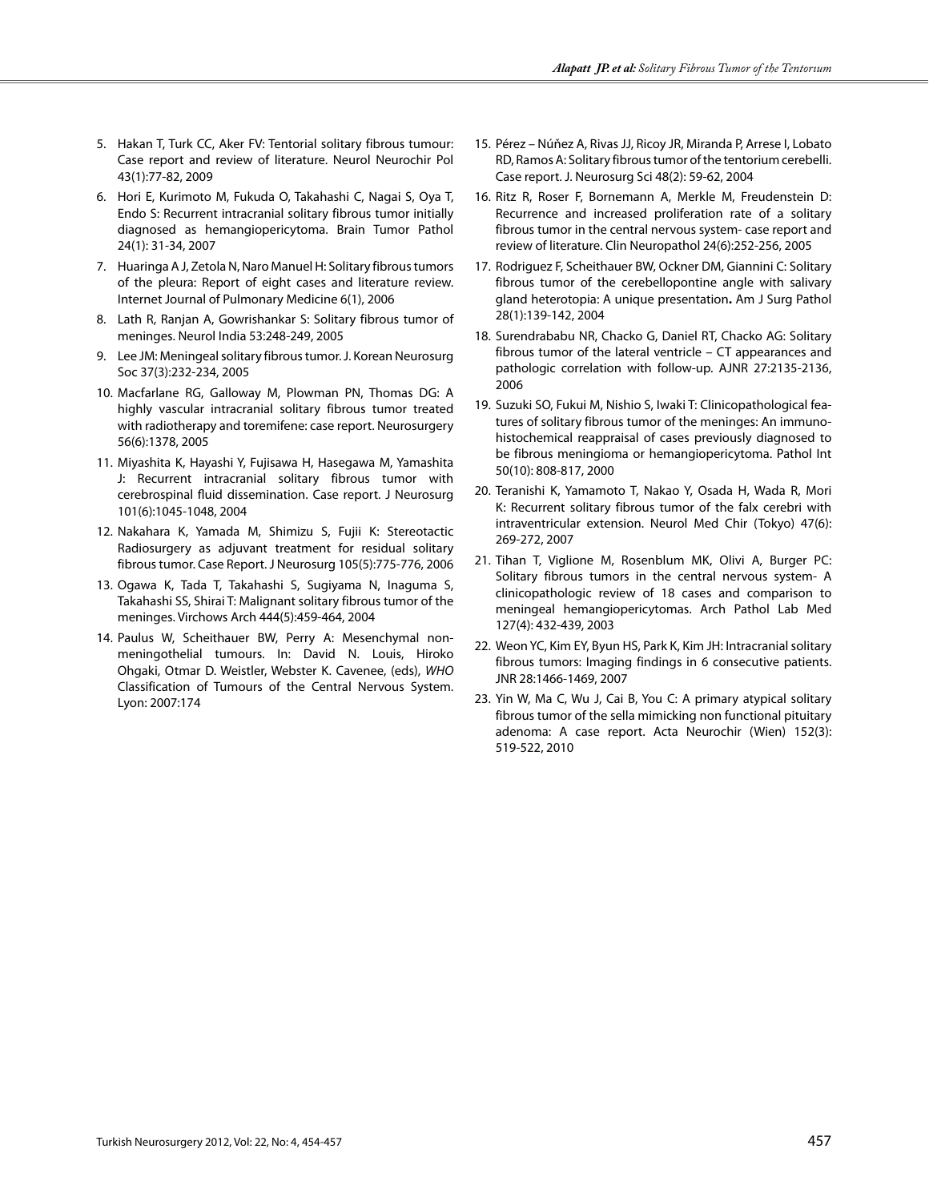5. Hakan T, Turk CC, Aker FV: Tentorial solitary fibrous tumour: Case report and review of literature. Neurol Neurochir Pol 43(1):77-82, 2009
6. Hori E, Kurimoto M, Fukuda O, Takahashi C, Nagai S, Oya T, Endo S: Recurrent intracranial solitary fibrous tumor initially diagnosed as hemangiopericytoma. Brain Tumor Pathol 24(1): 31-34, 2007
7. Huaringa A J, Zetola N, Naro Manuel H: Solitary fibrous tumors of the pleura: Report of eight cases and literature review. Internet Journal of Pulmonary Medicine 6(1), 2006
8. Lath R, Ranjan A, Gowrishankar S: Solitary fibrous tumor of meninges. Neurol India 53:248-249, 2005
9. Lee JM: Meningeal solitary fibrous tumor. J. Korean Neurosurg Soc 37(3):232-234, 2005
10. Macfarlane RG, Galloway M, Plowman PN, Thomas DG: A highly vascular intracranial solitary fibrous tumor treated with radiotherapy and toremifene: case report. Neurosurgery 56(6):1378, 2005
11. Miyashita K, Hayashi Y, Fujisawa H, Hasegawa M, Yamashita J: Recurrent intracranial solitary fibrous tumor with cerebrospinal fluid dissemination. Case report. J Neurosurg 101(6):1045-1048, 2004
12. Nakahara K, Yamada M, Shimizu S, Fujii K: Stereotactic Radiosurgery as adjuvant treatment for residual solitary fibrous tumor. Case Report. J Neurosurg 105(5):775-776, 2006
13. Ogawa K, Tada T, Takahashi S, Sugiyama N, Inaguma S, Takahashi SS, Shirai T: Malignant solitary fibrous tumor of the meninges. Virchows Arch 444(5):459-464, 2004
14. Paulus W, Scheithauer BW, Perry A: Mesenchymal non-meningothelial tumours. In: David N. Louis, Hiroko Ohgaki, Otmar D. Weistler, Webster K. Cavenee, (eds), *WHO* Classification of Tumours of the Central Nervous System. Lyon: 2007:174
15. Pérez – Núñez A, Rivas JJ, Ricoy JR, Miranda P, Arrese I, Lobato RD, Ramos A: Solitary fibrous tumor of the tentorium cerebelli. Case report. J. Neurosurg Sci 48(2): 59-62, 2004
16. Ritz R, Roser F, Bornemann A, Merkle M, Freudenstein D: Recurrence and increased proliferation rate of a solitary fibrous tumor in the central nervous system- case report and review of literature. Clin Neuropathol 24(6):252-256, 2005
17. Rodriguez F, Scheithauer BW, Ockner DM, Giannini C: Solitary fibrous tumor of the cerebellopontine angle with salivary gland heterotopia: A unique presentation**.** Am J Surg Pathol 28(1):139-142, 2004
18. Surendrababu NR, Chacko G, Daniel RT, Chacko AG: Solitary fibrous tumor of the lateral ventricle – CT appearances and pathologic correlation with follow-up. AJNR 27:2135-2136, 2006
19. Suzuki SO, Fukui M, Nishio S, Iwaki T: Clinicopathological features of solitary fibrous tumor of the meninges: An immunohistochemical reappraisal of cases previously diagnosed to be fibrous meningioma or hemangiopericytoma. Pathol Int 50(10): 808-817, 2000
20. Teranishi K, Yamamoto T, Nakao Y, Osada H, Wada R, Mori K: Recurrent solitary fibrous tumor of the falx cerebri with intraventricular extension. Neurol Med Chir (Tokyo) 47(6): 269-272, 2007
21. Tihan T, Viglione M, Rosenblum MK, Olivi A, Burger PC: Solitary fibrous tumors in the central nervous system- A clinicopathologic review of 18 cases and comparison to meningeal hemangiopericytomas. Arch Pathol Lab Med 127(4): 432-439, 2003
22. Weon YC, Kim EY, Byun HS, Park K, Kim JH: Intracranial solitary fibrous tumors: Imaging findings in 6 consecutive patients. JNR 28:1466-1469, 2007
23. Yin W, Ma C, Wu J, Cai B, You C: A primary atypical solitary fibrous tumor of the sella mimicking non functional pituitary adenoma: A case report. Acta Neurochir (Wien) 152(3): 519-522, 2010